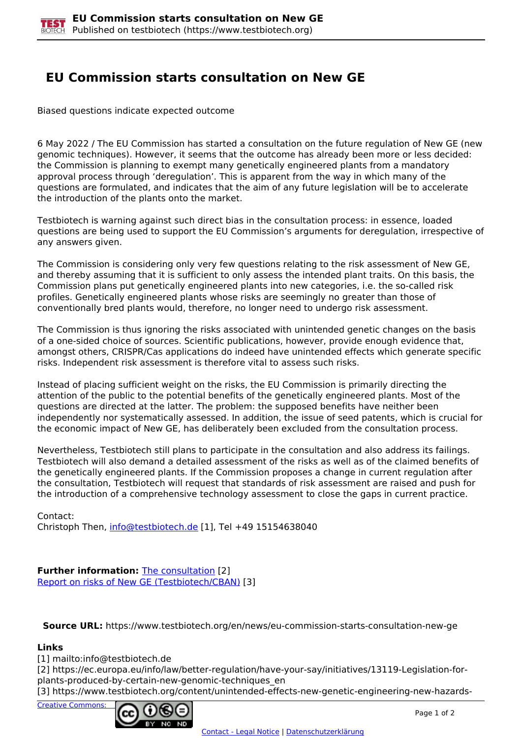# EU Commission starts consultation on New GE

Biased questions indicate expected outcome

6 May 2022 / The EU Commission has started a consultation on the future regulation of New GE (new genomic techniques). However, it seems that the outcome has already been more or less decided: the Commission is planning to exempt many genetically engineered plants from a mandatory approval process through 'deregulation'. This is apparent from the way in which many of the questions are formulated, and indicates that the aim of any future legislation will be to accelerate the introduction of the plants onto the market.

Testbiotech is warning against such direct bias in the consultation process: in essence, loaded questions are being used to support the EU Commission's arguments for deregulation, irrespective of any answers given.

The Commission is considering only very few questions relating to the risk assessment of New GE, and thereby assuming that it is sufficient to only assess the intended plant traits. On this basis, the Commission plans put genetically engineered plants into new categories, i.e. the so-called risk profiles. Genetically engineered plants whose risks are seemingly no greater than those of conventionally bred plants would, therefore, no longer need to undergo risk assessment.

The Commission is thus ignoring the risks associated with unintended genetic changes on the basis of a one-sided choice of sources. Scientific publications, however, provide enough evidence that, amongst others, CRISPR/Cas applications do indeed have unintended effects which generate specific risks. Independent risk assessment is therefore vital to assess such risks.

Instead of placing sufficient weight on the risks, the EU Commission is primarily directing the attention of the public to the potential benefits of the genetically engineered plants. Most of the questions are directed at the latter. The problem: the supposed benefits have neither been independently nor systematically assessed. In addition, the issue of seed patents, which is crucial for the economic impact of New GE, has deliberately been excluded from the consultation process.

Nevertheless, Testbiotech still plans to participate in the consultation and also address its failings. Testbiotech will also demand a detailed assessment of the risks as well as of the claimed benefits of the genetically engineered plants. If the Commission proposes a change in current regulation after the consultation, Testbiotech will request that standards of risk assessment are raised and push for the introduction of a comprehensive technology assessment to close the gaps in current practice.

Contact:
Christoph Then, info@testbiotech.de [1], Tel +49 15154638040

**Further information:** The consultation [2]
Report on risks of New GE (Testbiotech/CBAN) [3]

**Source URL:** https://www.testbiotech.org/en/news/eu-commission-starts-consultation-new-ge

**Links**
[1] mailto:info@testbiotech.de
[2] https://ec.europa.eu/info/law/better-regulation/have-your-say/initiatives/13119-Legislation-for-plants-produced-by-certain-new-genomic-techniques_en
[3] https://www.testbiotech.org/content/unintended-effects-new-genetic-engineering-new-hazards-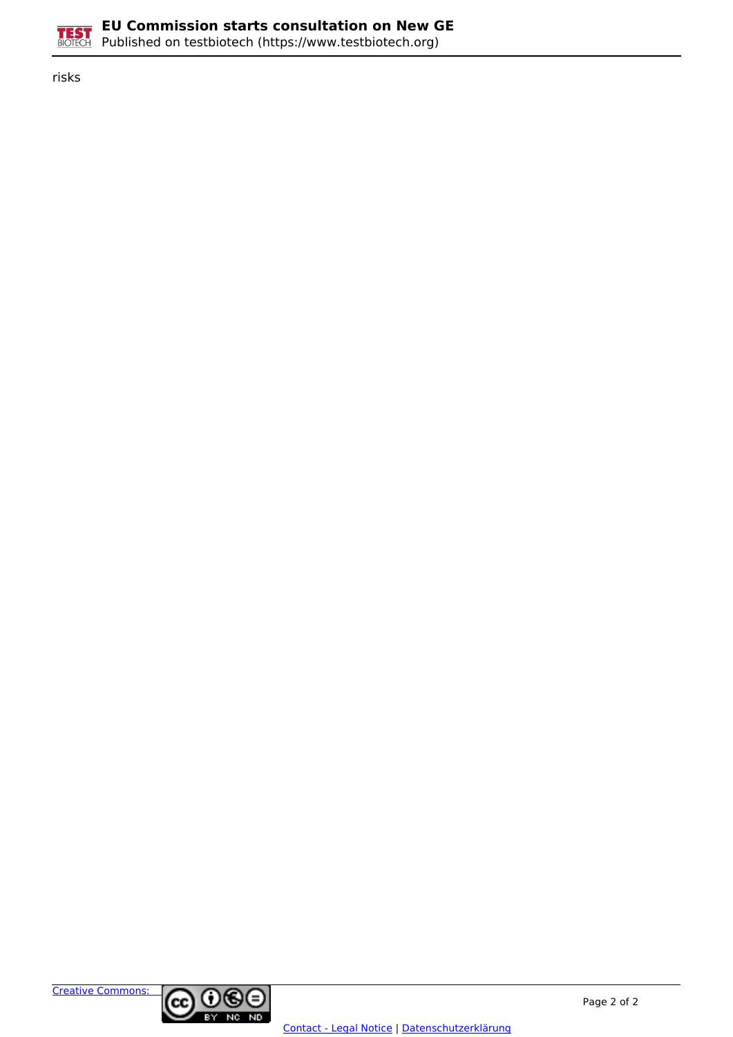risks